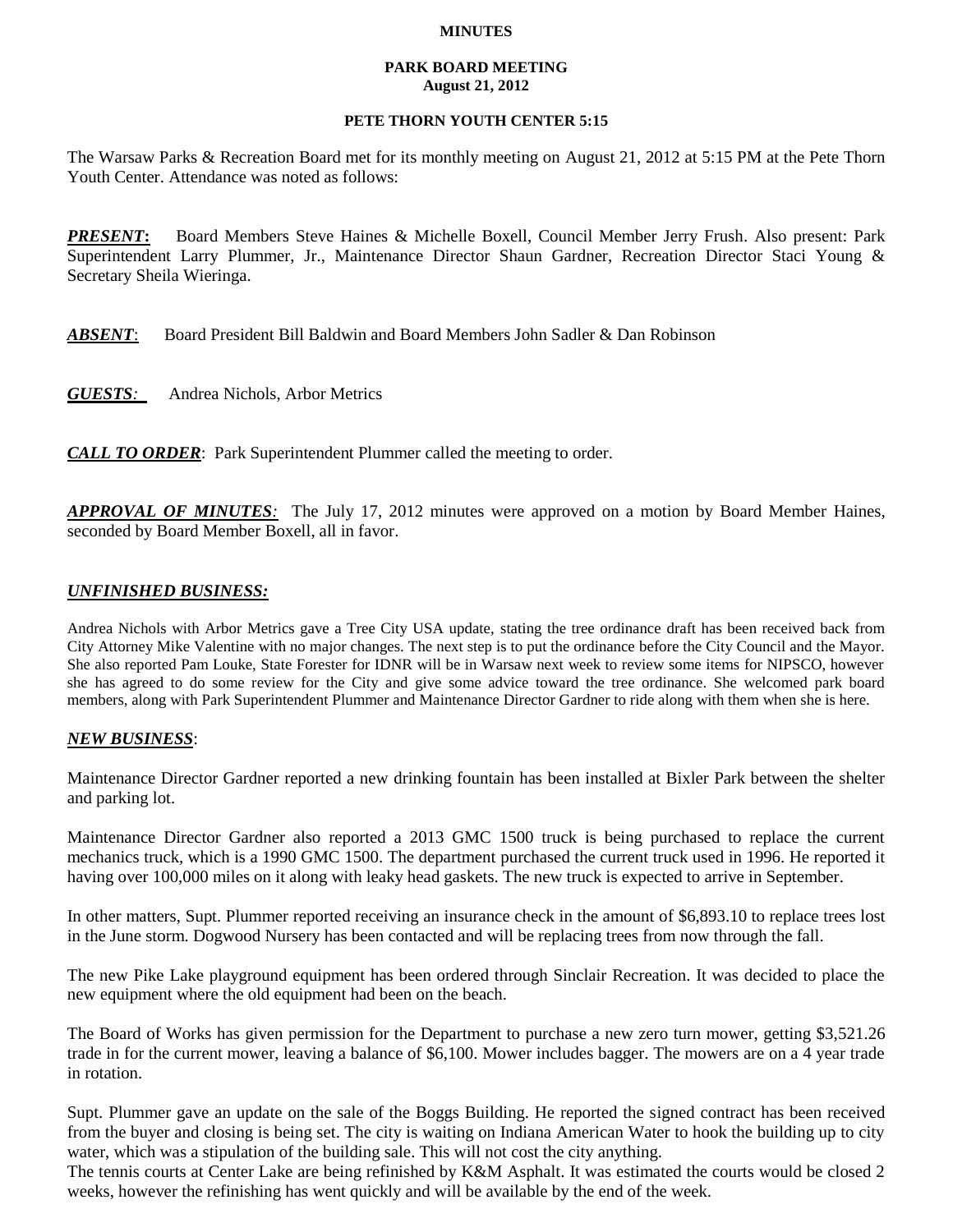**MINUTES**

**PARK BOARD MEETING**
**August 21, 2012**

**PETE THORN YOUTH CENTER 5:15**

The Warsaw Parks & Recreation Board met for its monthly meeting on August 21, 2012 at 5:15 PM at the Pete Thorn Youth Center. Attendance was noted as follows:

***PRESENT*:** Board Members Steve Haines & Michelle Boxell, Council Member Jerry Frush. Also present: Park Superintendent Larry Plummer, Jr., Maintenance Director Shaun Gardner, Recreation Director Staci Young & Secretary Sheila Wieringa.

***ABSENT*:** Board President Bill Baldwin and Board Members John Sadler & Dan Robinson

***GUESTS:*** Andrea Nichols, Arbor Metrics

***CALL TO ORDER*:** Park Superintendent Plummer called the meeting to order.

***APPROVAL OF MINUTES:*** The July 17, 2012 minutes were approved on a motion by Board Member Haines, seconded by Board Member Boxell, all in favor.

***UNFINISHED BUSINESS:***

Andrea Nichols with Arbor Metrics gave a Tree City USA update, stating the tree ordinance draft has been received back from City Attorney Mike Valentine with no major changes. The next step is to put the ordinance before the City Council and the Mayor. She also reported Pam Louke, State Forester for IDNR will be in Warsaw next week to review some items for NIPSCO, however she has agreed to do some review for the City and give some advice toward the tree ordinance. She welcomed park board members, along with Park Superintendent Plummer and Maintenance Director Gardner to ride along with them when she is here.

***NEW BUSINESS*:**

Maintenance Director Gardner reported a new drinking fountain has been installed at Bixler Park between the shelter and parking lot.

Maintenance Director Gardner also reported a 2013 GMC 1500 truck is being purchased to replace the current mechanics truck, which is a 1990 GMC 1500. The department purchased the current truck used in 1996. He reported it having over 100,000 miles on it along with leaky head gaskets. The new truck is expected to arrive in September.

In other matters, Supt. Plummer reported receiving an insurance check in the amount of $6,893.10 to replace trees lost in the June storm. Dogwood Nursery has been contacted and will be replacing trees from now through the fall.

The new Pike Lake playground equipment has been ordered through Sinclair Recreation. It was decided to place the new equipment where the old equipment had been on the beach.

The Board of Works has given permission for the Department to purchase a new zero turn mower, getting $3,521.26 trade in for the current mower, leaving a balance of $6,100. Mower includes bagger. The mowers are on a 4 year trade in rotation.

Supt. Plummer gave an update on the sale of the Boggs Building. He reported the signed contract has been received from the buyer and closing is being set. The city is waiting on Indiana American Water to hook the building up to city water, which was a stipulation of the building sale. This will not cost the city anything.

The tennis courts at Center Lake are being refinished by K&M Asphalt. It was estimated the courts would be closed 2 weeks, however the refinishing has went quickly and will be available by the end of the week.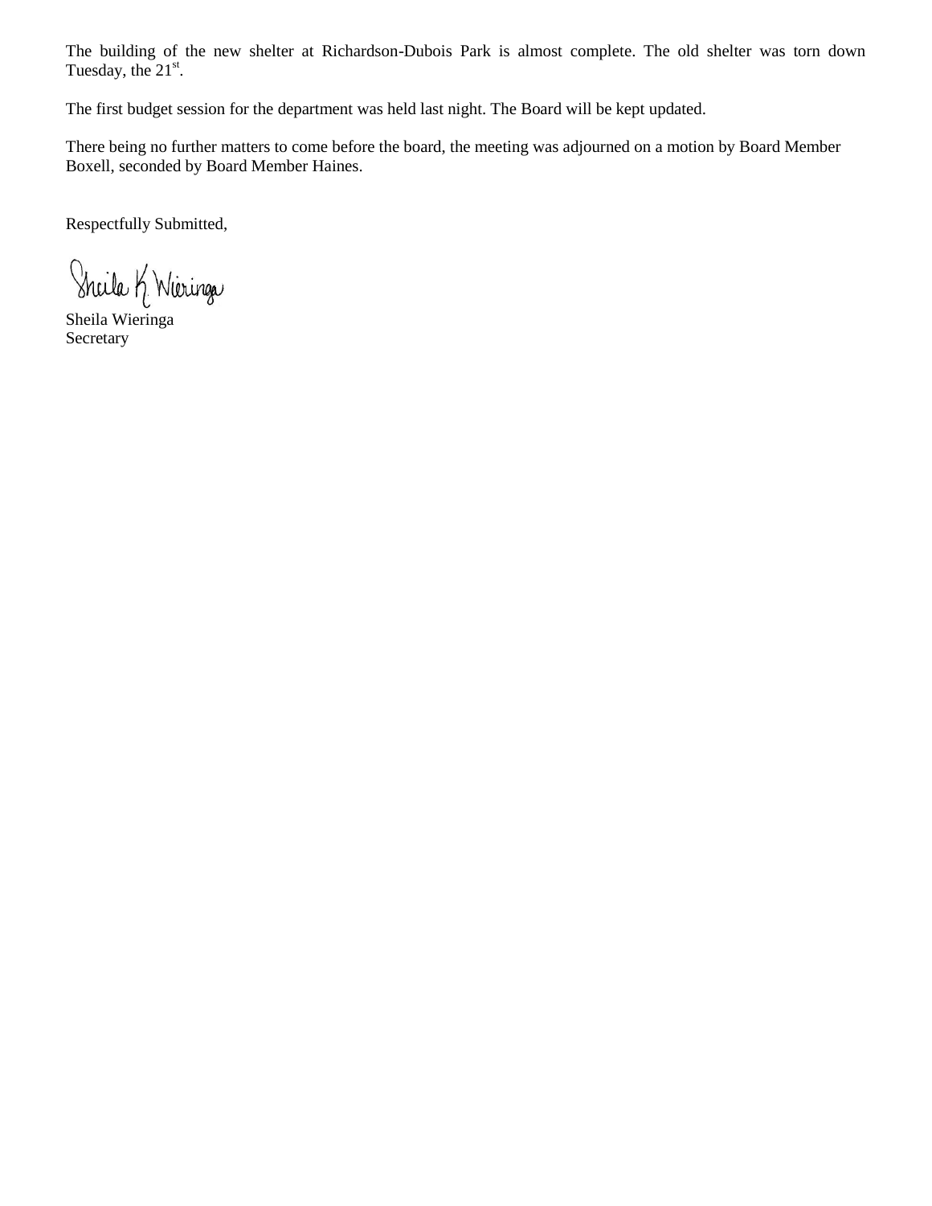The building of the new shelter at Richardson-Dubois Park is almost complete. The old shelter was torn down Tuesday, the 21st.

The first budget session for the department was held last night. The Board will be kept updated.

There being no further matters to come before the board, the meeting was adjourned on a motion by Board Member Boxell, seconded by Board Member Haines.

Respectfully Submitted,

Sheila K. Wieringa

Sheila Wieringa
Secretary